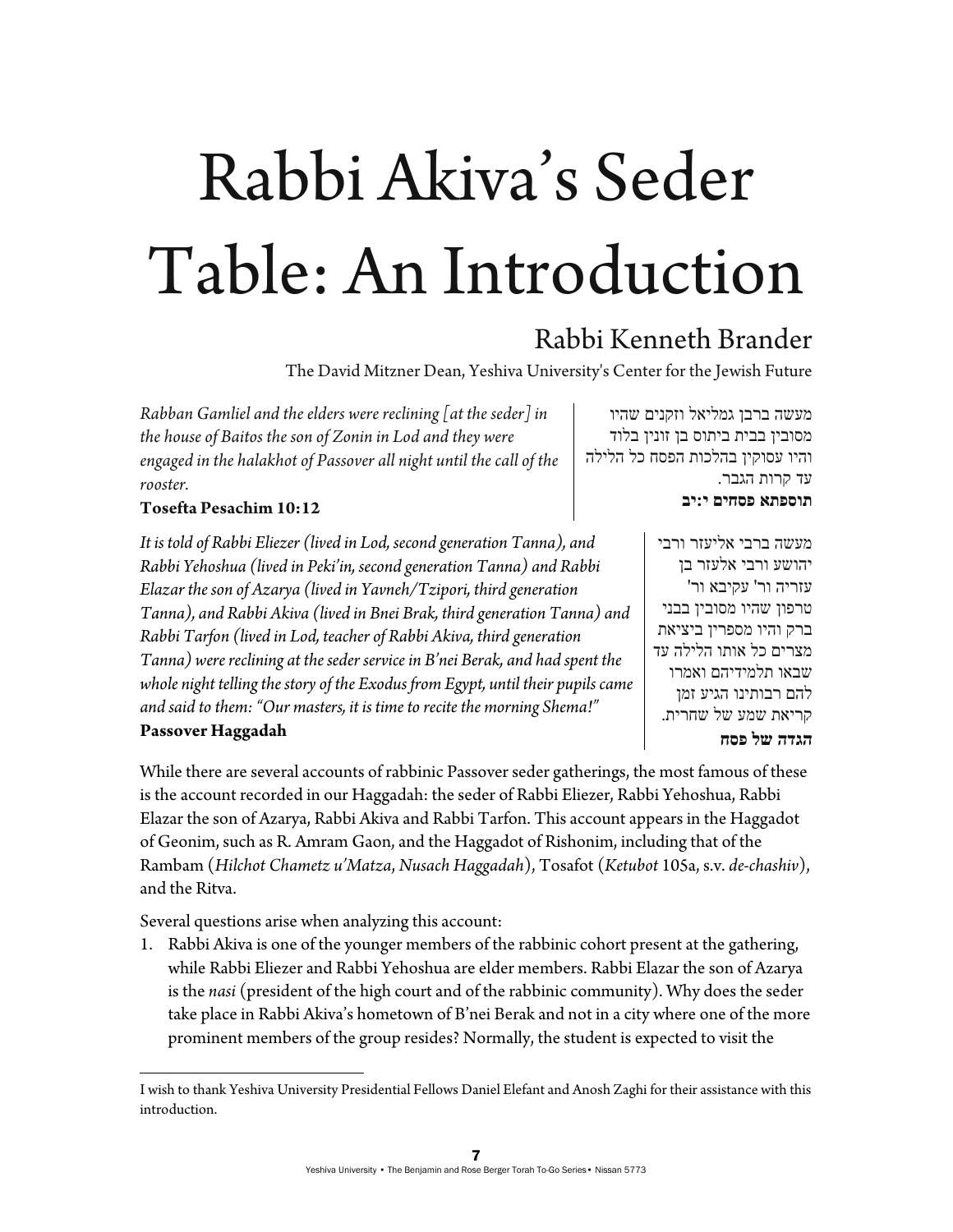# Rabbi Akiva's Seder Table: An Introduction

## Rabbi Kenneth Brander

The David Mitzner Dean, Yeshiva University's Center for the Jewish Future

*Rabban Gamliel and the elders were reclining [at the seder] in the house of Baitos the son of Zonin in Lod and they were engaged in the halakhot of Passover all night until the call of the rooster.*

**Tosefta Pesachim 10:12**

מעשה ברבן גמליאל וזקנים שהיו מסובין בבית ביתוס בן זונין בלוד והיו עסוקין בהלכות הפסח כל הלילה עד קרות הגבר.

**תוספתא פסחים י:יב**

*It is told of Rabbi Eliezer (lived in Lod, second generation Tanna), and Rabbi Yehoshua (lived in Peki'in, second generation Tanna) and Rabbi Elazar the son of Azarya (lived in Yavneh/Tzipori, third generation Tanna), and Rabbi Akiva (lived in Bnei Brak, third generation Tanna) and Rabbi Tarfon (lived in Lod, teacher of Rabbi Akiva, third generation Tanna) were reclining at the seder service in B'nei Berak, and had spent the whole night telling the story of the Exodus from Egypt, until their pupils came and said to them: "Our masters, it is time to recite the morning Shema!"*

**Passover Haggadah**

מעשה ברבי אליעזר ורבי יהושע ורבי אלעזר בן עזריה ור' עקיבא ור' טרפון שהיו מסובין בבני ברק והיו מספרין ביציאת מצרים כל אותו הלילה עד שבאו תלמידיהם ואמרו להם רבותינו הגיע זמן קריאת שמע של שחרית.

**הגדה של פסח**

While there are several accounts of rabbinic Passover seder gatherings, the most famous of these is the account recorded in our Haggadah: the seder of Rabbi Eliezer, Rabbi Yehoshua, Rabbi Elazar the son of Azarya, Rabbi Akiva and Rabbi Tarfon. This account appears in the Haggadot of Geonim, such as R. Amram Gaon, and the Haggadot of Rishonim, including that of the Rambam (*Hilchot Chametz u'Matza*, *Nusach Haggadah*), Tosafot (*Ketubot* 105a, s.v. *de-chashiv*), and the Ritva.

Several questions arise when analyzing this account:

1. Rabbi Akiva is one of the younger members of the rabbinic cohort present at the gathering, while Rabbi Eliezer and Rabbi Yehoshua are elder members. Rabbi Elazar the son of Azarya is the *nasi* (president of the high court and of the rabbinic community). Why does the seder take place in Rabbi Akiva's hometown of B'nei Berak and not in a city where one of the more prominent members of the group resides? Normally, the student is expected to visit the

---

I wish to thank Yeshiva University Presidential Fellows Daniel Elefant and Anosh Zaghi for their assistance with this introduction.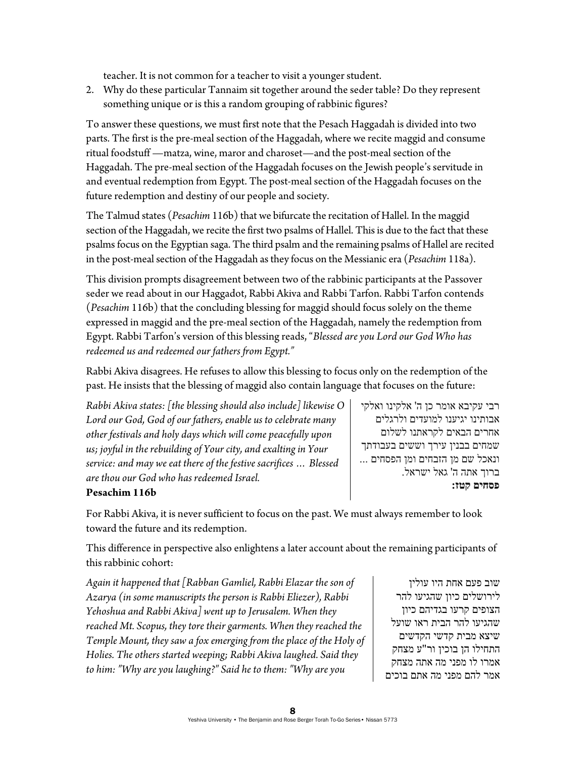teacher. It is not common for a teacher to visit a younger student.

2. Why do these particular Tannaim sit together around the seder table? Do they represent something unique or is this a random grouping of rabbinic figures?

To answer these questions, we must first note that the Pesach Haggadah is divided into two parts. The first is the pre-meal section of the Haggadah, where we recite maggid and consume ritual foodstuff —matza, wine, maror and charoset—and the post-meal section of the Haggadah. The pre-meal section of the Haggadah focuses on the Jewish people's servitude in and eventual redemption from Egypt. The post-meal section of the Haggadah focuses on the future redemption and destiny of our people and society.

The Talmud states (*Pesachim* 116b) that we bifurcate the recitation of Hallel. In the maggid section of the Haggadah, we recite the first two psalms of Hallel. This is due to the fact that these psalms focus on the Egyptian saga. The third psalm and the remaining psalms of Hallel are recited in the post-meal section of the Haggadah as they focus on the Messianic era (*Pesachim* 118a).

This division prompts disagreement between two of the rabbinic participants at the Passover seder we read about in our Haggadot, Rabbi Akiva and Rabbi Tarfon. Rabbi Tarfon contends (*Pesachim* 116b) that the concluding blessing for maggid should focus solely on the theme expressed in maggid and the pre-meal section of the Haggadah, namely the redemption from Egypt. Rabbi Tarfon's version of this blessing reads, "*Blessed are you Lord our God Who has redeemed us and redeemed our fathers from Egypt.*"

Rabbi Akiva disagrees. He refuses to allow this blessing to focus only on the redemption of the past. He insists that the blessing of maggid also contain language that focuses on the future:

*Rabbi Akiva states: [the blessing should also include] likewise O Lord our God, God of our fathers, enable us to celebrate many other festivals and holy days which will come peacefully upon us; joyful in the rebuilding of Your city, and exalting in Your service: and may we eat there of the festive sacrifices … Blessed are thou our God who has redeemed Israel.*
**Pesachim 116b**

רבי עקיבא אומר כן ה' אלקינו ואלקי אבותינו יגיענו למועדים ולרגלים אחרים הבאים לקראתנו לשלום שמחים בבנין עירך וששים בעבודתך ונאכל שם מן הזבחים ומן הפסחים ... ברוך אתה ה' גאל ישראל.
**פסחים קטז:**

For Rabbi Akiva, it is never sufficient to focus on the past. We must always remember to look toward the future and its redemption.

This difference in perspective also enlightens a later account about the remaining participants of this rabbinic cohort:

*Again it happened that [Rabban Gamliel, Rabbi Elazar the son of Azarya (in some manuscripts the person is Rabbi Eliezer), Rabbi Yehoshua and Rabbi Akiva] went up to Jerusalem. When they reached Mt. Scopus, they tore their garments. When they reached the Temple Mount, they saw a fox emerging from the place of the Holy of Holies. The others started weeping; Rabbi Akiva laughed. Said they to him: "Why are you laughing?" Said he to them: "Why are you*

שוב פעם אחת היו עולין לירושלים כיון שהגיעו להר הצופים קרעו בגדיהם כיון שהגיעו להר הבית ראו שועל שיצא מבית קדשי הקדשים התחילו הן בוכין ור"ע מצחק אמרו לו מפני מה אתה מצחק אמר להם מפני מה אתם בוכים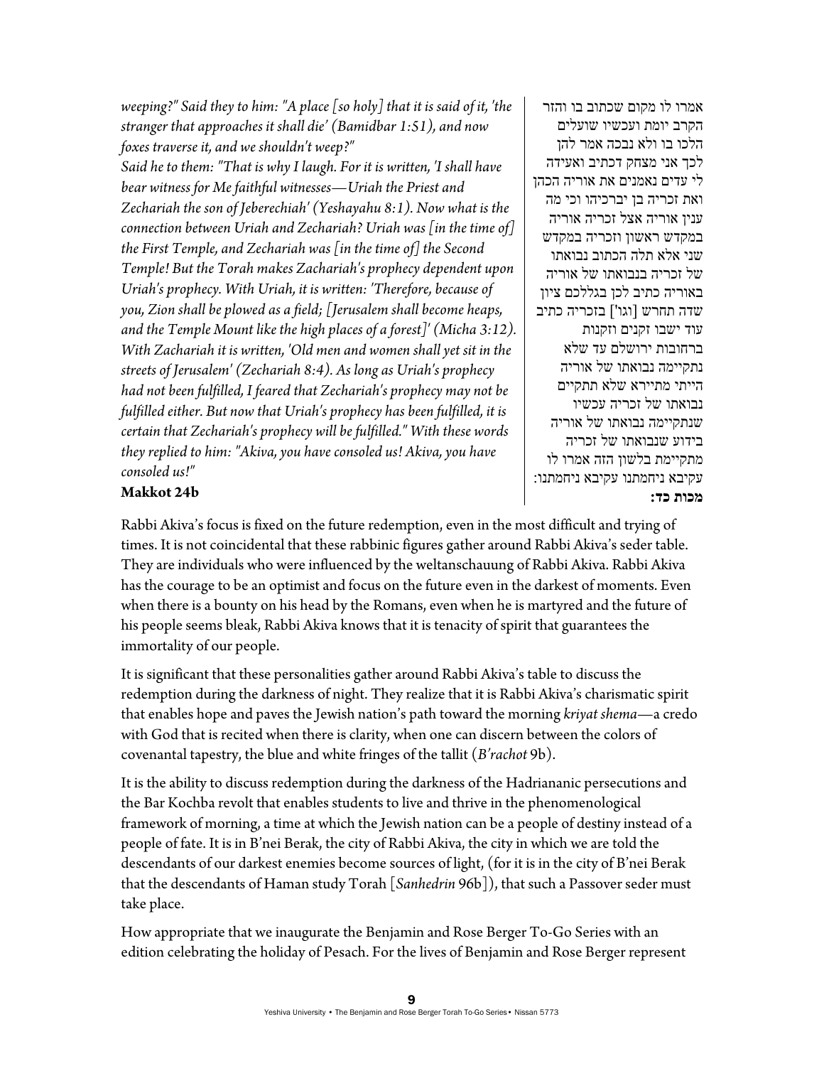*weeping?" Said they to him: "A place [so holy] that it is said of it, 'the stranger that approaches it shall die' (Bamidbar 1:51), and now foxes traverse it, and we shouldn't weep?"*

*Said he to them: "That is why I laugh. For it is written, 'I shall have bear witness for Me faithful witnesses—Uriah the Priest and Zechariah the son of Jeberechiah' (Yeshayahu 8:1). Now what is the connection between Uriah and Zechariah? Uriah was [in the time of] the First Temple, and Zechariah was [in the time of] the Second Temple! But the Torah makes Zachariah's prophecy dependent upon Uriah's prophecy. With Uriah, it is written: 'Therefore, because of you, Zion shall be plowed as a field; [Jerusalem shall become heaps, and the Temple Mount like the high places of a forest]' (Micha 3:12). With Zachariah it is written, 'Old men and women shall yet sit in the streets of Jerusalem' (Zechariah 8:4). As long as Uriah's prophecy had not been fulfilled, I feared that Zechariah's prophecy may not be fulfilled either. But now that Uriah's prophecy has been fulfilled, it is certain that Zechariah's prophecy will be fulfilled." With these words they replied to him: "Akiva, you have consoled us! Akiva, you have consoled us!"*

**Makkot 24b**

אמרו לו מקום שכתוב בו והזר הקרב יומת ועכשיו שועלים הלכו בו ולא נבכה אמר להן לכך אני מצחק דכתיב ואעידה לי עדים נאמנים את אוריה הכהן ואת זכריה בן יברכיהו וכי מה ענין אוריה אצל זכריה אוריה במקדש ראשון וזכריה במקדש שני אלא תלה הכתוב נבואתו של זכריה בנבואתו של אוריה באוריה כתיב לכן בגללכם ציון שדה תחרש [וגו'] בזכריה כתיב עוד ישבו זקנים וזקנות ברחובות ירושלם עד שלא נתקיימה נבואתו של אוריה הייתי מתירא שלא תתקיים נבואתו של זכריה עכשיו שנתקיימה נבואתו של אוריה בידוע שנבואתו של זכריה מתקיימת בלשון הזה אמרו לו עקיבא ניחמתנו עקיבא ניחמתנו:

**מכות כד:**

Rabbi Akiva's focus is fixed on the future redemption, even in the most difficult and trying of times. It is not coincidental that these rabbinic figures gather around Rabbi Akiva's seder table. They are individuals who were influenced by the weltanschauung of Rabbi Akiva. Rabbi Akiva has the courage to be an optimist and focus on the future even in the darkest of moments. Even when there is a bounty on his head by the Romans, even when he is martyred and the future of his people seems bleak, Rabbi Akiva knows that it is tenacity of spirit that guarantees the immortality of our people.

It is significant that these personalities gather around Rabbi Akiva's table to discuss the redemption during the darkness of night. They realize that it is Rabbi Akiva's charismatic spirit that enables hope and paves the Jewish nation's path toward the morning *kriyat shema*—a credo with God that is recited when there is clarity, when one can discern between the colors of covenantal tapestry, the blue and white fringes of the tallit (*B'rachot* 9b).

It is the ability to discuss redemption during the darkness of the Hadrianantic persecutions and the Bar Kochba revolt that enables students to live and thrive in the phenomenological framework of morning, a time at which the Jewish nation can be a people of destiny instead of a people of fate. It is in B'nei Berak, the city of Rabbi Akiva, the city in which we are told the descendants of our darkest enemies become sources of light, (for it is in the city of B'nei Berak that the descendants of Haman study Torah [*Sanhedrin* 96b]), that such a Passover seder must take place.

How appropriate that we inaugurate the Benjamin and Rose Berger To-Go Series with an edition celebrating the holiday of Pesach. For the lives of Benjamin and Rose Berger represent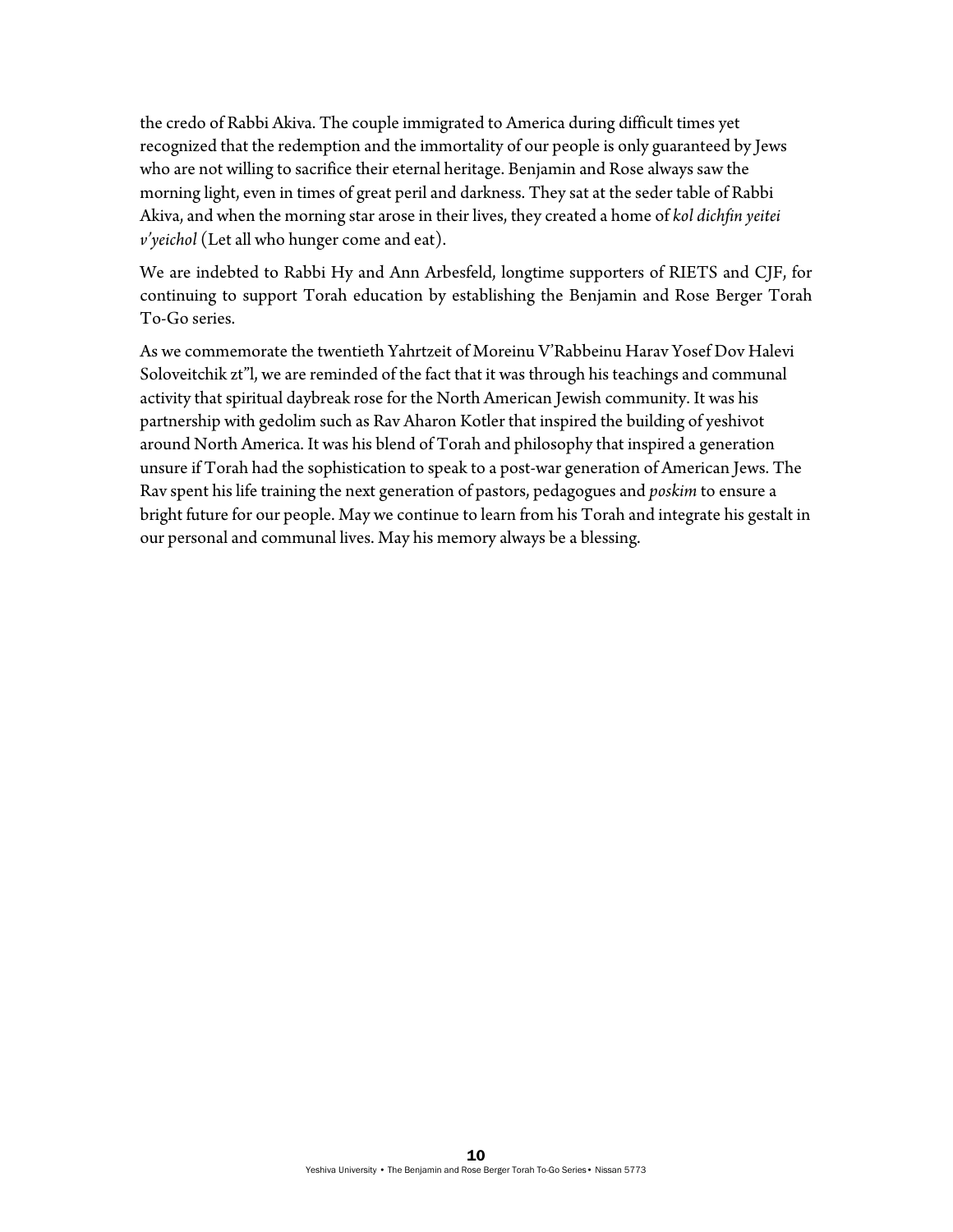the credo of Rabbi Akiva. The couple immigrated to America during difficult times yet recognized that the redemption and the immortality of our people is only guaranteed by Jews who are not willing to sacrifice their eternal heritage. Benjamin and Rose always saw the morning light, even in times of great peril and darkness. They sat at the seder table of Rabbi Akiva, and when the morning star arose in their lives, they created a home of *kol dichfin yeitei v'yeichol* (Let all who hunger come and eat).

We are indebted to Rabbi Hy and Ann Arbesfeld, longtime supporters of RIETS and CJF, for continuing to support Torah education by establishing the Benjamin and Rose Berger Torah To-Go series.

As we commemorate the twentieth Yahrtzeit of Moreinu V'Rabbeinu Harav Yosef Dov Halevi Soloveitchik zt"l, we are reminded of the fact that it was through his teachings and communal activity that spiritual daybreak rose for the North American Jewish community. It was his partnership with gedolim such as Rav Aharon Kotler that inspired the building of yeshivot around North America. It was his blend of Torah and philosophy that inspired a generation unsure if Torah had the sophistication to speak to a post-war generation of American Jews. The Rav spent his life training the next generation of pastors, pedagogues and *poskim* to ensure a bright future for our people. May we continue to learn from his Torah and integrate his gestalt in our personal and communal lives. May his memory always be a blessing.